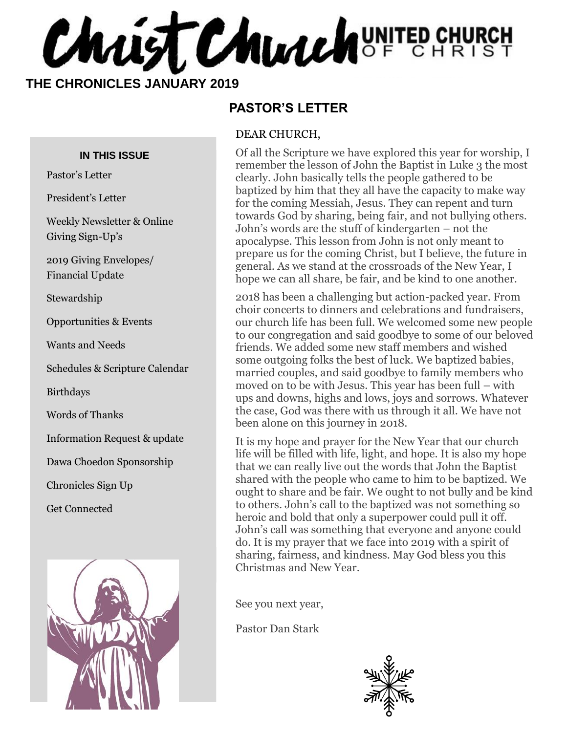# Christ Church UNITED CHURCH OF CHRIST

**THE CHRONICLES JANUARY 2019**

**IN THIS ISSUE**

- Pastor's Letter
- President's Letter
- Weekly Newsletter & Online Giving Sign-Up's
- 2019 Giving Envelopes/ Financial Update
- Stewardship
- Opportunities & Events
- Wants and Needs
- Schedules & Scripture Calendar
- Birthdays
- Words of Thanks
- Information Request & update
- Dawa Choedon Sponsorship
- Chronicles Sign Up
- Get Connected

## PASTOR'S LETTER

DEAR CHURCH,

Of all the Scripture we have explored this year for worship, I remember the lesson of John the Baptist in Luke 3 the most clearly. John basically tells the people gathered to be baptized by him that they all have the capacity to make way for the coming Messiah, Jesus. They can repent and turn towards God by sharing, being fair, and not bullying others. John's words are the stuff of kindergarten – not the apocalypse. This lesson from John is not only meant to prepare us for the coming Christ, but I believe, the future in general. As we stand at the crossroads of the New Year, I hope we can all share, be fair, and be kind to one another.

2018 has been a challenging but action-packed year. From choir concerts to dinners and celebrations and fundraisers, our church life has been full. We welcomed some new people to our congregation and said goodbye to some of our beloved friends. We added some new staff members and wished some outgoing folks the best of luck. We baptized babies, married couples, and said goodbye to family members who moved on to be with Jesus. This year has been full – with ups and downs, highs and lows, joys and sorrows. Whatever the case, God was there with us through it all. We have not been alone on this journey in 2018.

It is my hope and prayer for the New Year that our church life will be filled with life, light, and hope. It is also my hope that we can really live out the words that John the Baptist shared with the people who came to him to be baptized. We ought to share and be fair. We ought to not bully and be kind to others. John's call to the baptized was not something so heroic and bold that only a superpower could pull it off. John's call was something that everyone and anyone could do. It is my prayer that we face into 2019 with a spirit of sharing, fairness, and kindness. May God bless you this Christmas and New Year.

See you next year,

Pastor Dan Stark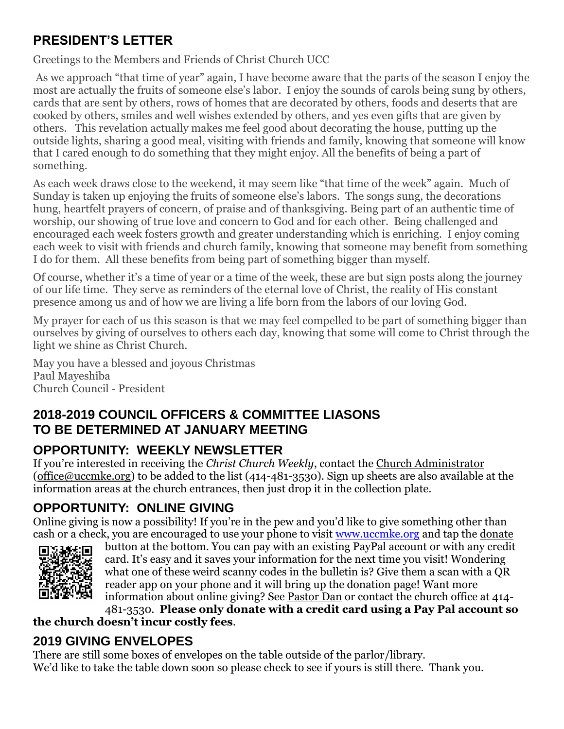## PRESIDENT'S LETTER

Greetings to the Members and Friends of Christ Church UCC

As we approach "that time of year" again, I have become aware that the parts of the season I enjoy the most are actually the fruits of someone else's labor. I enjoy the sounds of carols being sung by others, cards that are sent by others, rows of homes that are decorated by others, foods and deserts that are cooked by others, smiles and well wishes extended by others, and yes even gifts that are given by others. This revelation actually makes me feel good about decorating the house, putting up the outside lights, sharing a good meal, visiting with friends and family, knowing that someone will know that I cared enough to do something that they might enjoy. All the benefits of being a part of something.

As each week draws close to the weekend, it may seem like "that time of the week" again. Much of Sunday is taken up enjoying the fruits of someone else's labors. The songs sung, the decorations hung, heartfelt prayers of concern, of praise and of thanksgiving. Being part of an authentic time of worship, our showing of true love and concern to God and for each other. Being challenged and encouraged each week fosters growth and greater understanding which is enriching. I enjoy coming each week to visit with friends and church family, knowing that someone may benefit from something I do for them. All these benefits from being part of something bigger than myself.

Of course, whether it's a time of year or a time of the week, these are but sign posts along the journey of our life time. They serve as reminders of the eternal love of Christ, the reality of His constant presence among us and of how we are living a life born from the labors of our loving God.

My prayer for each of us this season is that we may feel compelled to be part of something bigger than ourselves by giving of ourselves to others each day, knowing that some will come to Christ through the light we shine as Christ Church.

May you have a blessed and joyous Christmas
Paul Mayeshiba
Church Council - President

## 2018-2019 COUNCIL OFFICERS & COMMITTEE LIASONS TO BE DETERMINED AT JANUARY MEETING

## OPPORTUNITY: WEEKLY NEWSLETTER

If you're interested in receiving the *Christ Church Weekly*, contact the Church Administrator (office@uccmke.org) to be added to the list (414-481-3530). Sign up sheets are also available at the information areas at the church entrances, then just drop it in the collection plate.

## OPPORTUNITY: ONLINE GIVING

Online giving is now a possibility! If you're in the pew and you'd like to give something other than cash or a check, you are encouraged to use your phone to visit www.uccmke.org and tap the donate button at the bottom. You can pay with an existing PayPal account or with any credit card. It's easy and it saves your information for the next time you visit! Wondering what one of these weird scanny codes in the bulletin is? Give them a scan with a QR reader app on your phone and it will bring up the donation page! Want more information about online giving? See Pastor Dan or contact the church office at 414-481-3530. **Please only donate with a credit card using a Pay Pal account so the church doesn't incur costly fees**.

## 2019 GIVING ENVELOPES

There are still some boxes of envelopes on the table outside of the parlor/library.
We'd like to take the table down soon so please check to see if yours is still there. Thank you.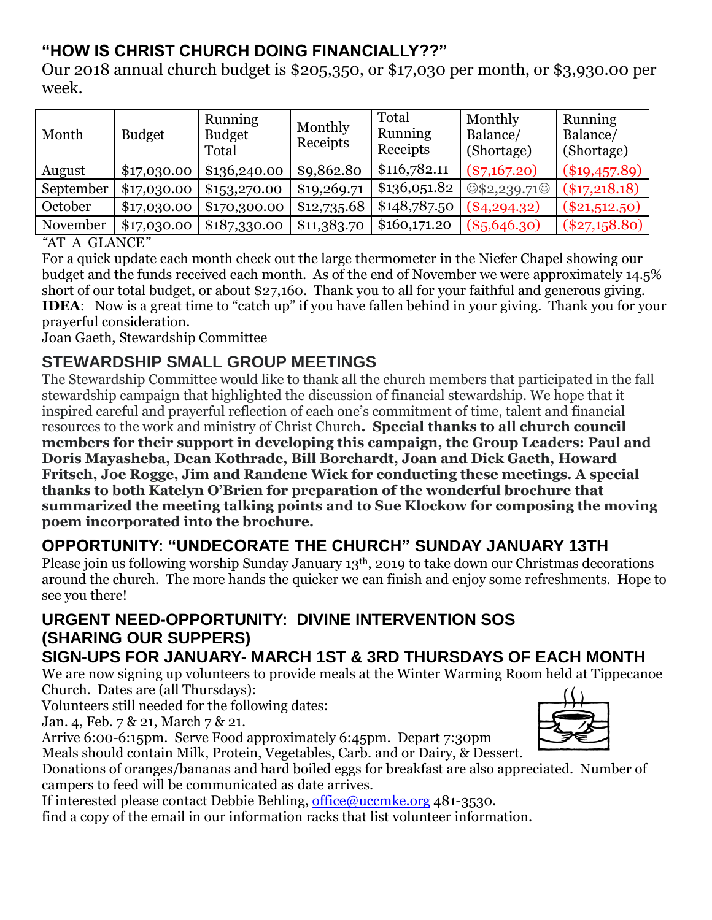## "HOW IS CHRIST CHURCH DOING FINANCIALLY??"

Our 2018 annual church budget is $205,350, or $17,030 per month, or $3,930.00 per week.

| Month | Budget | Running Budget Total | Monthly Receipts | Total Running Receipts | Monthly Balance/ (Shortage) | Running Balance/ (Shortage) |
|---|---|---|---|---|---|---|
| August | $17,030.00 | $136,240.00 | $9,862.80 | $116,782.11 | ($7,167.20) | ($19,457.89) |
| September | $17,030.00 | $153,270.00 | $19,269.71 | $136,051.82 | ☺$2,239.71☺ | ($17,218.18) |
| October | $17,030.00 | $170,300.00 | $12,735.68 | $148,787.50 | ($4,294.32) | ($21,512.50) |
| November | $17,030.00 | $187,330.00 | $11,383.70 | $160,171.20 | ($5,646.30) | ($27,158.80) |

"AT A GLANCE"

For a quick update each month check out the large thermometer in the Niefer Chapel showing our budget and the funds received each month. As of the end of November we were approximately 14.5% short of our total budget, or about $27,160. Thank you to all for your faithful and generous giving. **IDEA**: Now is a great time to "catch up" if you have fallen behind in your giving. Thank you for your prayerful consideration.

Joan Gaeth, Stewardship Committee

## STEWARDSHIP SMALL GROUP MEETINGS

The Stewardship Committee would like to thank all the church members that participated in the fall stewardship campaign that highlighted the discussion of financial stewardship. We hope that it inspired careful and prayerful reflection of each one's commitment of time, talent and financial resources to the work and ministry of Christ Church**. Special thanks to all church council members for their support in developing this campaign, the Group Leaders: Paul and Doris Mayasheba, Dean Kothrade, Bill Borchardt, Joan and Dick Gaeth, Howard Fritsch, Joe Rogge, Jim and Randene Wick for conducting these meetings. A special thanks to both Katelyn O'Brien for preparation of the wonderful brochure that summarized the meeting talking points and to Sue Klockow for composing the moving poem incorporated into the brochure.**

## OPPORTUNITY: "UNDECORATE THE CHURCH" SUNDAY JANUARY 13TH

Please join us following worship Sunday January 13th, 2019 to take down our Christmas decorations around the church. The more hands the quicker we can finish and enjoy some refreshments. Hope to see you there!

## URGENT NEED-OPPORTUNITY: DIVINE INTERVENTION SOS (SHARING OUR SUPPERS)

## SIGN-UPS FOR JANUARY- MARCH 1ST & 3RD THURSDAYS OF EACH MONTH

We are now signing up volunteers to provide meals at the Winter Warming Room held at Tippecanoe Church. Dates are (all Thursdays):

Volunteers still needed for the following dates:

Jan. 4, Feb. 7 & 21, March 7 & 21.

Arrive 6:00-6:15pm. Serve Food approximately 6:45pm. Depart 7:30pm

Meals should contain Milk, Protein, Vegetables, Carb. and or Dairy, & Dessert.

Donations of oranges/bananas and hard boiled eggs for breakfast are also appreciated. Number of campers to feed will be communicated as date arrives.

If interested please contact Debbie Behling, office@uccmke.org 481-3530.

find a copy of the email in our information racks that list volunteer information.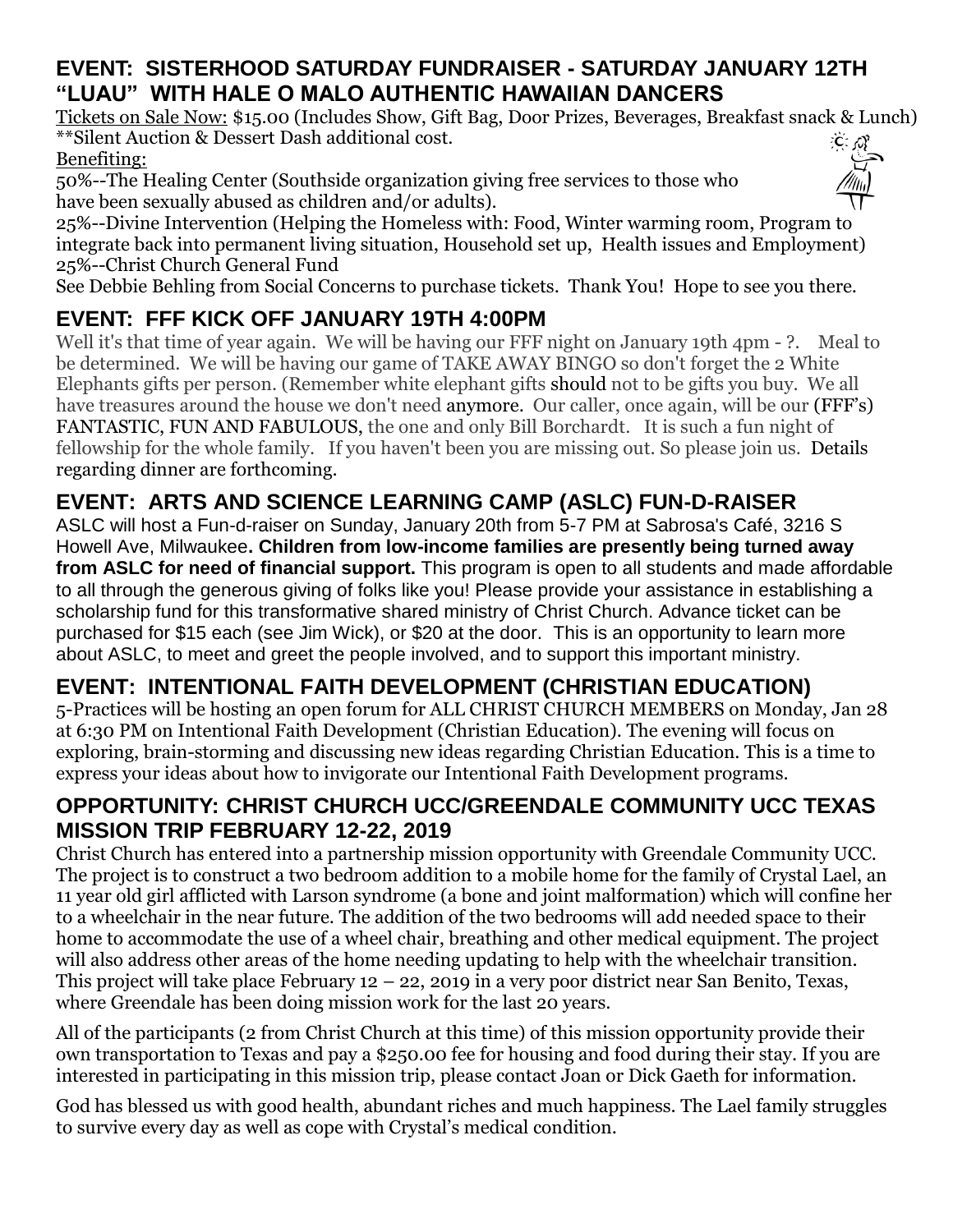## EVENT: SISTERHOOD SATURDAY FUNDRAISER - SATURDAY JANUARY 12TH "LUAU" WITH HALE O MALO AUTHENTIC HAWAIIAN DANCERS

Tickets on Sale Now: $15.00 (Includes Show, Gift Bag, Door Prizes, Beverages, Breakfast snack & Lunch)
**Silent Auction & Dessert Dash additional cost.

Benefiting:

50%--The Healing Center (Southside organization giving free services to those who have been sexually abused as children and/or adults).

25%--Divine Intervention (Helping the Homeless with: Food, Winter warming room, Program to integrate back into permanent living situation, Household set up, Health issues and Employment)

25%--Christ Church General Fund

See Debbie Behling from Social Concerns to purchase tickets. Thank You! Hope to see you there.

## EVENT: FFF KICK OFF JANUARY 19TH 4:00PM

Well it's that time of year again. We will be having our FFF night on January 19th 4pm - ?. Meal to be determined. We will be having our game of TAKE AWAY BINGO so don't forget the 2 White Elephants gifts per person. (Remember white elephant gifts should not to be gifts you buy. We all have treasures around the house we don't need anymore. Our caller, once again, will be our (FFF's) FANTASTIC, FUN AND FABULOUS, the one and only Bill Borchardt. It is such a fun night of fellowship for the whole family. If you haven't been you are missing out. So please join us. Details regarding dinner are forthcoming.

## EVENT: ARTS AND SCIENCE LEARNING CAMP (ASLC) FUN-D-RAISER

ASLC will host a Fun-d-raiser on Sunday, January 20th from 5-7 PM at Sabrosa's Café, 3216 S Howell Ave, Milwaukee. **Children from low-income families are presently being turned away from ASLC for need of financial support.** This program is open to all students and made affordable to all through the generous giving of folks like you! Please provide your assistance in establishing a scholarship fund for this transformative shared ministry of Christ Church. Advance ticket can be purchased for $15 each (see Jim Wick), or $20 at the door. This is an opportunity to learn more about ASLC, to meet and greet the people involved, and to support this important ministry.

## EVENT: INTENTIONAL FAITH DEVELOPMENT (CHRISTIAN EDUCATION)

5-Practices will be hosting an open forum for ALL CHRIST CHURCH MEMBERS on Monday, Jan 28 at 6:30 PM on Intentional Faith Development (Christian Education). The evening will focus on exploring, brain-storming and discussing new ideas regarding Christian Education. This is a time to express your ideas about how to invigorate our Intentional Faith Development programs.

## OPPORTUNITY: CHRIST CHURCH UCC/GREENDALE COMMUNITY UCC TEXAS MISSION TRIP FEBRUARY 12-22, 2019

Christ Church has entered into a partnership mission opportunity with Greendale Community UCC. The project is to construct a two bedroom addition to a mobile home for the family of Crystal Lael, an 11 year old girl afflicted with Larson syndrome (a bone and joint malformation) which will confine her to a wheelchair in the near future. The addition of the two bedrooms will add needed space to their home to accommodate the use of a wheel chair, breathing and other medical equipment. The project will also address other areas of the home needing updating to help with the wheelchair transition. This project will take place February 12 – 22, 2019 in a very poor district near San Benito, Texas, where Greendale has been doing mission work for the last 20 years.

All of the participants (2 from Christ Church at this time) of this mission opportunity provide their own transportation to Texas and pay a $250.00 fee for housing and food during their stay. If you are interested in participating in this mission trip, please contact Joan or Dick Gaeth for information.

God has blessed us with good health, abundant riches and much happiness. The Lael family struggles to survive every day as well as cope with Crystal's medical condition.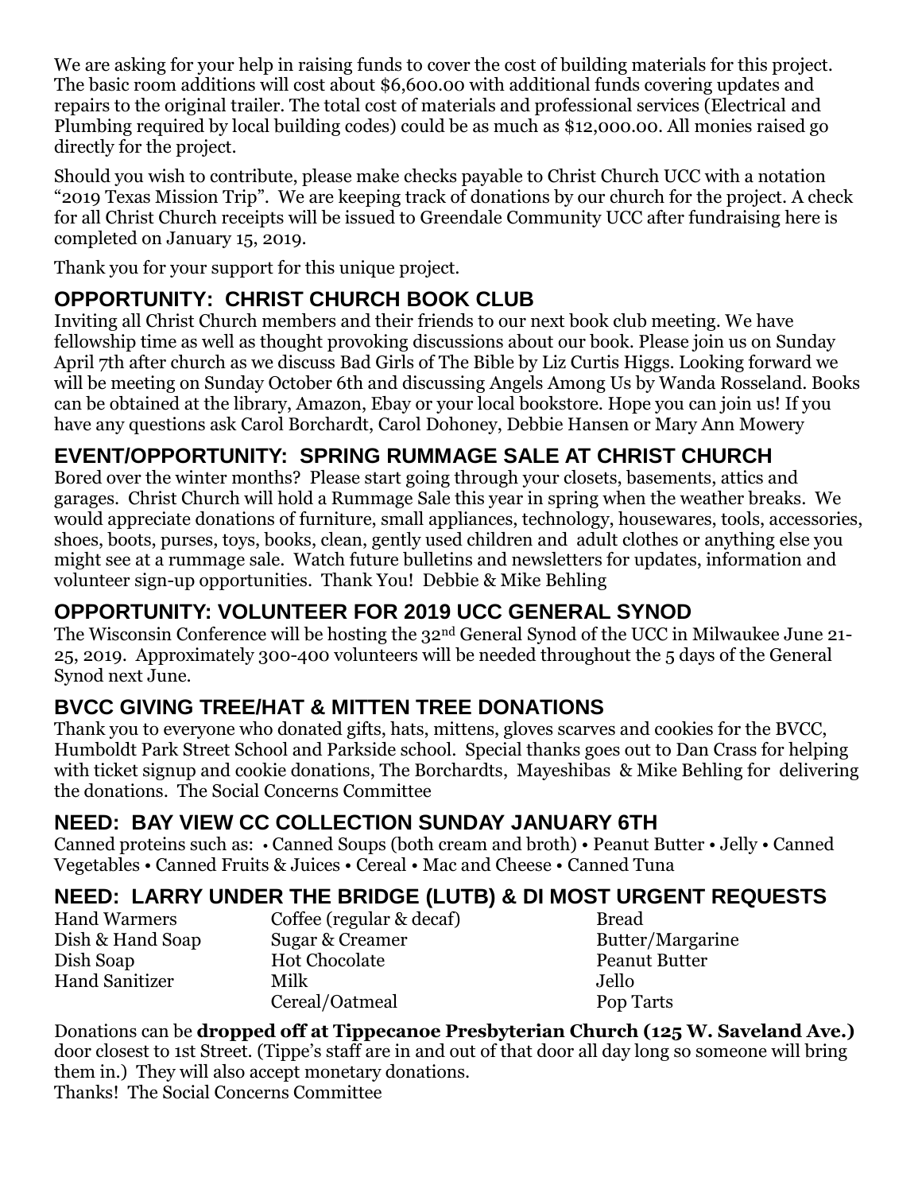We are asking for your help in raising funds to cover the cost of building materials for this project. The basic room additions will cost about $6,600.00 with additional funds covering updates and repairs to the original trailer. The total cost of materials and professional services (Electrical and Plumbing required by local building codes) could be as much as $12,000.00. All monies raised go directly for the project.

Should you wish to contribute, please make checks payable to Christ Church UCC with a notation "2019 Texas Mission Trip". We are keeping track of donations by our church for the project. A check for all Christ Church receipts will be issued to Greendale Community UCC after fundraising here is completed on January 15, 2019.

Thank you for your support for this unique project.

## OPPORTUNITY: CHRIST CHURCH BOOK CLUB

Inviting all Christ Church members and their friends to our next book club meeting. We have fellowship time as well as thought provoking discussions about our book. Please join us on Sunday April 7th after church as we discuss Bad Girls of The Bible by Liz Curtis Higgs. Looking forward we will be meeting on Sunday October 6th and discussing Angels Among Us by Wanda Rosseland. Books can be obtained at the library, Amazon, Ebay or your local bookstore. Hope you can join us! If you have any questions ask Carol Borchardt, Carol Dohoney, Debbie Hansen or Mary Ann Mowery

## EVENT/OPPORTUNITY: SPRING RUMMAGE SALE AT CHRIST CHURCH

Bored over the winter months? Please start going through your closets, basements, attics and garages. Christ Church will hold a Rummage Sale this year in spring when the weather breaks. We would appreciate donations of furniture, small appliances, technology, housewares, tools, accessories, shoes, boots, purses, toys, books, clean, gently used children and adult clothes or anything else you might see at a rummage sale. Watch future bulletins and newsletters for updates, information and volunteer sign-up opportunities. Thank You! Debbie & Mike Behling

## OPPORTUNITY: VOLUNTEER FOR 2019 UCC GENERAL SYNOD

The Wisconsin Conference will be hosting the 32nd General Synod of the UCC in Milwaukee June 21-25, 2019. Approximately 300-400 volunteers will be needed throughout the 5 days of the General Synod next June.

## BVCC GIVING TREE/HAT & MITTEN TREE DONATIONS

Thank you to everyone who donated gifts, hats, mittens, gloves scarves and cookies for the BVCC, Humboldt Park Street School and Parkside school. Special thanks goes out to Dan Crass for helping with ticket signup and cookie donations, The Borchardts, Mayeshibas & Mike Behling for delivering the donations. The Social Concerns Committee

## NEED: BAY VIEW CC COLLECTION SUNDAY JANUARY 6TH

Canned proteins such as: • Canned Soups (both cream and broth) • Peanut Butter • Jelly • Canned Vegetables • Canned Fruits & Juices • Cereal • Mac and Cheese • Canned Tuna

## NEED: LARRY UNDER THE BRIDGE (LUTB) & DI MOST URGENT REQUESTS

- Hand Warmers
- Dish & Hand Soap
- Dish Soap
- Hand Sanitizer
- Coffee (regular & decaf)
- Sugar & Creamer
- Hot Chocolate
- Milk
- Cereal/Oatmeal
- Bread
- Butter/Margarine
- Peanut Butter
- Jello
- Pop Tarts

Donations can be **dropped off at Tippecanoe Presbyterian Church (125 W. Saveland Ave.)** door closest to 1st Street. (Tippe's staff are in and out of that door all day long so someone will bring them in.) They will also accept monetary donations.
Thanks! The Social Concerns Committee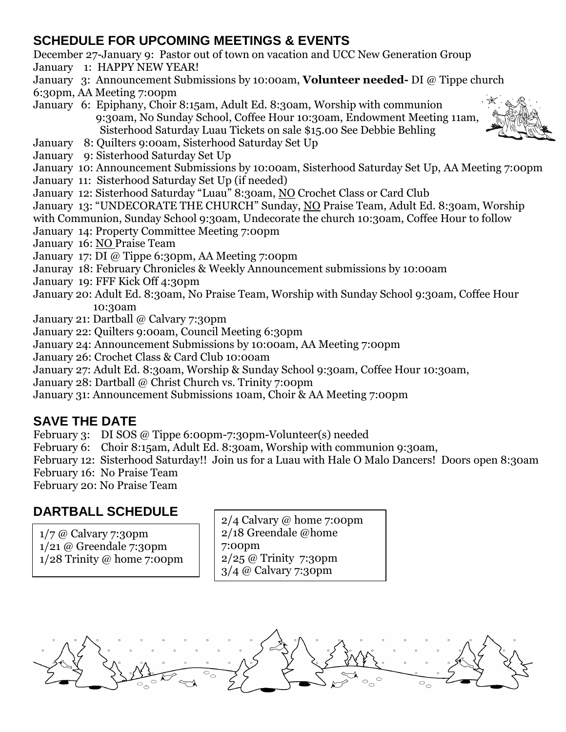## SCHEDULE FOR UPCOMING MEETINGS & EVENTS

December 27-January 9: Pastor out of town on vacation and UCC New Generation Group
January 1: HAPPY NEW YEAR!
January 3: Announcement Submissions by 10:00am, **Volunteer needed-** DI @ Tippe church 6:30pm, AA Meeting 7:00pm
January 6: Epiphany, Choir 8:15am, Adult Ed. 8:30am, Worship with communion 9:30am, No Sunday School, Coffee Hour 10:30am, Endowment Meeting 11am, Sisterhood Saturday Luau Tickets on sale $15.00 See Debbie Behling
January 8: Quilters 9:00am, Sisterhood Saturday Set Up
January 9: Sisterhood Saturday Set Up
January 10: Announcement Submissions by 10:00am, Sisterhood Saturday Set Up, AA Meeting 7:00pm
January 11: Sisterhood Saturday Set Up (if needed)
January 12: Sisterhood Saturday "Luau" 8:30am, NO Crochet Class or Card Club
January 13: "UNDECORATE THE CHURCH" Sunday, NO Praise Team, Adult Ed. 8:30am, Worship with Communion, Sunday School 9:30am, Undecorate the church 10:30am, Coffee Hour to follow
January 14: Property Committee Meeting 7:00pm
January 16: NO Praise Team
January 17: DI @ Tippe 6:30pm, AA Meeting 7:00pm
Januray 18: February Chronicles & Weekly Announcement submissions by 10:00am
January 19: FFF Kick Off 4:30pm
January 20: Adult Ed. 8:30am, No Praise Team, Worship with Sunday School 9:30am, Coffee Hour 10:30am
January 21: Dartball @ Calvary 7:30pm
January 22: Quilters 9:00am, Council Meeting 6:30pm
January 24: Announcement Submissions by 10:00am, AA Meeting 7:00pm
January 26: Crochet Class & Card Club 10:00am
January 27: Adult Ed. 8:30am, Worship & Sunday School 9:30am, Coffee Hour 10:30am,
January 28: Dartball @ Christ Church vs. Trinity 7:00pm
January 31: Announcement Submissions 10am, Choir & AA Meeting 7:00pm

## SAVE THE DATE

February 3: DI SOS @ Tippe 6:00pm-7:30pm-Volunteer(s) needed
February 6: Choir 8:15am, Adult Ed. 8:30am, Worship with communion 9:30am,
February 12: Sisterhood Saturday!! Join us for a Luau with Hale O Malo Dancers! Doors open 8:30am
February 16: No Praise Team
February 20: No Praise Team

## DARTBALL SCHEDULE

1/7 @ Calvary 7:30pm
1/21 @ Greendale 7:30pm
1/28 Trinity @ home 7:00pm

2/4 Calvary @ home 7:00pm
2/18 Greendale @home 7:00pm
2/25 @ Trinity 7:30pm
3/4 @ Calvary 7:30pm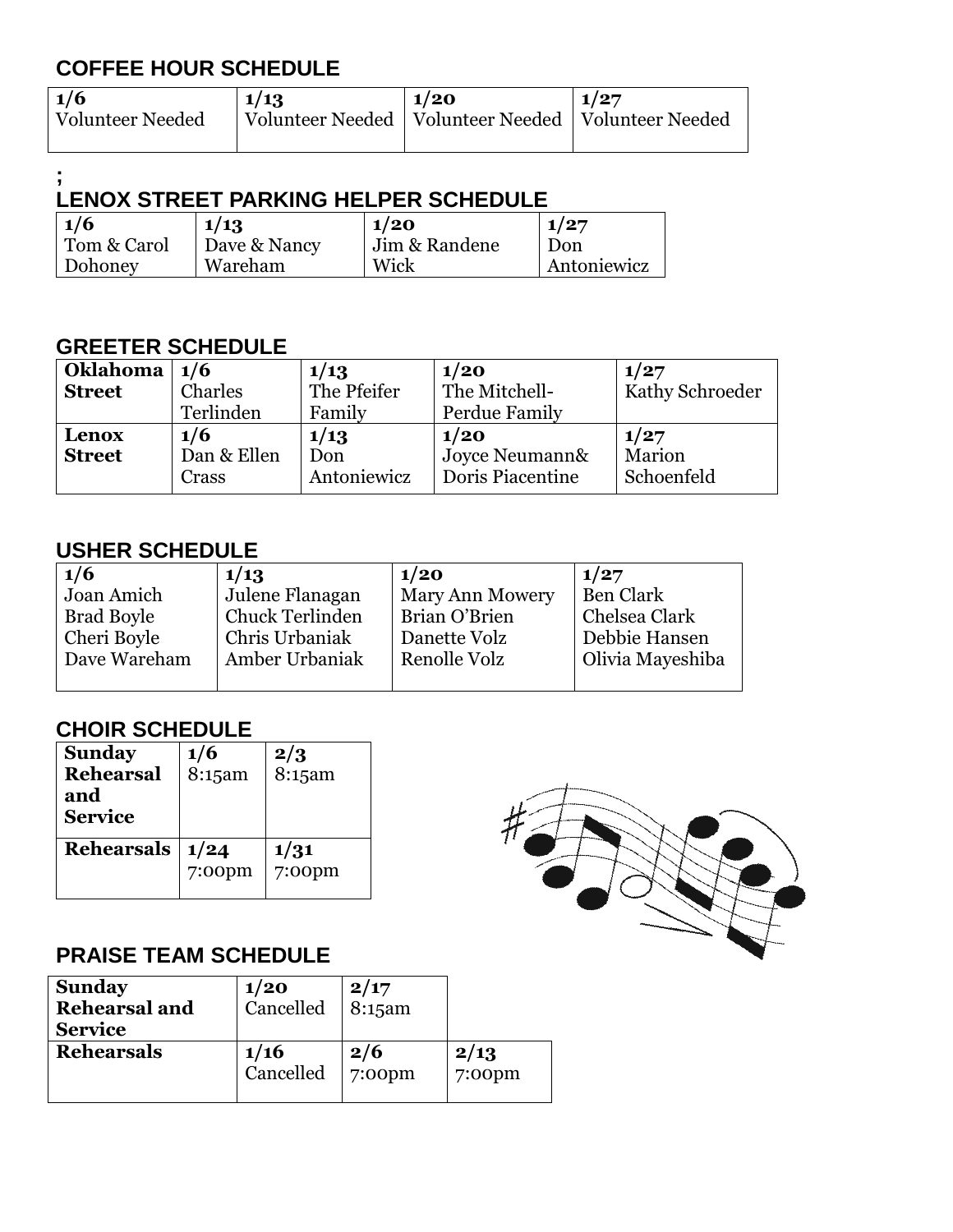## COFFEE HOUR SCHEDULE

| 1/6 | 1/13 | 1/20 | 1/27 |
|---|---|---|---|
| Volunteer Needed | Volunteer Needed | Volunteer Needed | Volunteer Needed |

;

## LENOX STREET PARKING HELPER SCHEDULE

| 1/6 | 1/13 | 1/20 | 1/27 |
|---|---|---|---|
| Tom & Carol Dohoney | Dave & Nancy Wareham | Jim & Randene Wick | Don Antoniewicz |

## GREETER SCHEDULE

| | | | | |
|---|---|---|---|---|
| **Oklahoma Street** | **1/6** Charles Terlinden | **1/13** The Pfeifer Family | **1/20** The Mitchell-Perdue Family | **1/27** Kathy Schroeder |
| **Lenox Street** | **1/6** Dan & Ellen Crass | **1/13** Don Antoniewicz | **1/20** Joyce Neumann& Doris Piacentine | **1/27** Marion Schoenfeld |

## USHER SCHEDULE

| 1/6 | 1/13 | 1/20 | 1/27 |
|---|---|---|---|
| Joan Amich | Julene Flanagan | Mary Ann Mowery | Ben Clark |
| Brad Boyle | Chuck Terlinden | Brian O'Brien | Chelsea Clark |
| Cheri Boyle | Chris Urbaniak | Danette Volz | Debbie Hansen |
| Dave Wareham | Amber Urbaniak | Renolle Volz | Olivia Mayeshiba |

## CHOIR SCHEDULE

| | | |
|---|---|---|
| **Sunday Rehearsal and Service** | **1/6** 8:15am | **2/3** 8:15am |
| **Rehearsals** | **1/24** 7:00pm | **1/31** 7:00pm |

## PRAISE TEAM SCHEDULE

| | | | |
|---|---|---|---|
| **Sunday Rehearsal and Service** | **1/20** Cancelled | **2/17** 8:15am | |
| **Rehearsals** | **1/16** Cancelled | **2/6** 7:00pm | **2/13** 7:00pm |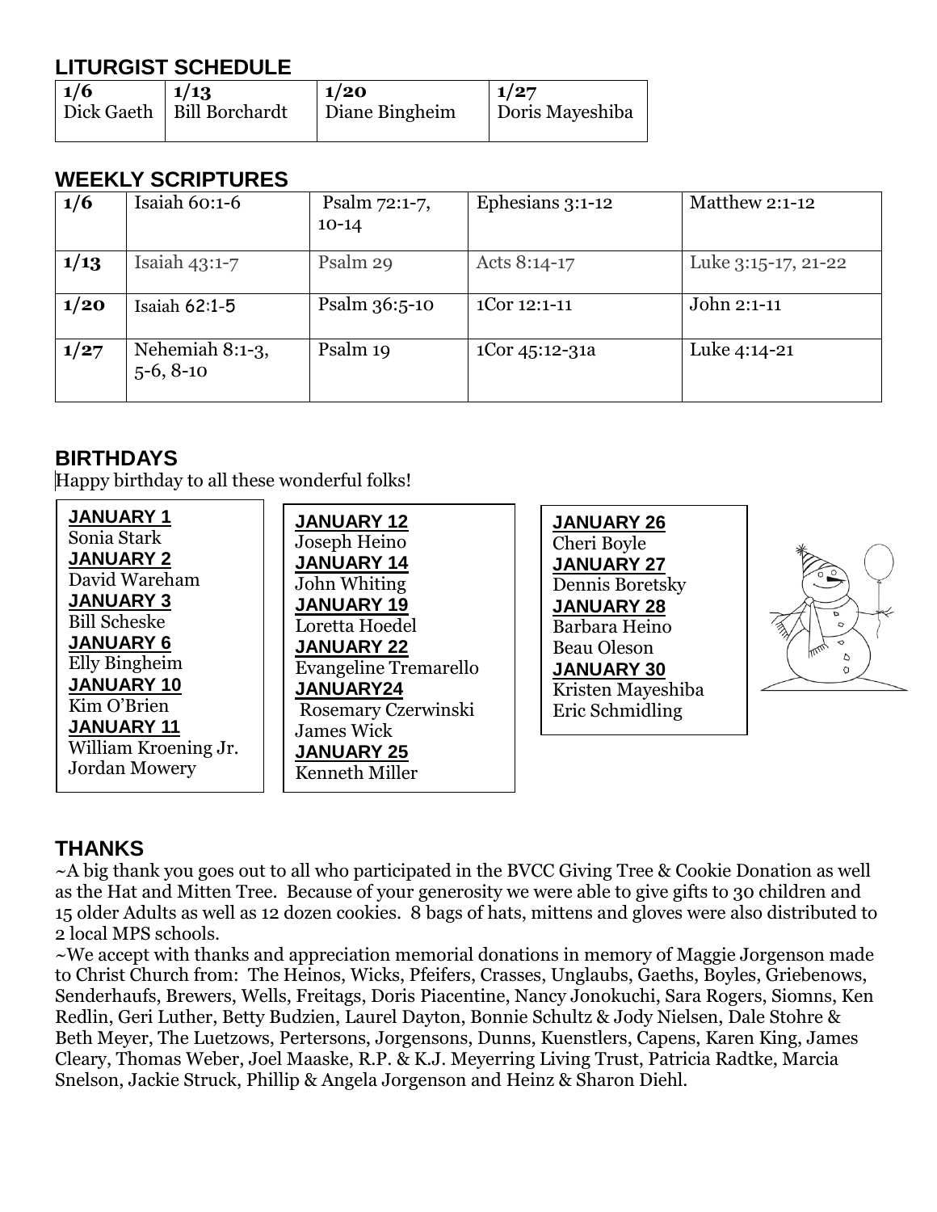## LITURGIST SCHEDULE

| 1/6 | 1/13 | 1/20 | 1/27 |
|---|---|---|---|
| Dick Gaeth | Bill Borchardt | Diane Bingheim | Doris Mayeshiba |

## WEEKLY SCRIPTURES

| | | | | |
|---|---|---|---|---|
| **1/6** | Isaiah 60:1-6 | Psalm 72:1-7, 10-14 | Ephesians 3:1-12 | Matthew 2:1-12 |
| **1/13** | Isaiah 43:1-7 | Psalm 29 | Acts 8:14-17 | Luke 3:15-17, 21-22 |
| **1/20** | Isaiah 62:1-5 | Psalm 36:5-10 | 1Cor 12:1-11 | John 2:1-11 |
| **1/27** | Nehemiah 8:1-3, 5-6, 8-10 | Psalm 19 | 1Cor 45:12-31a | Luke 4:14-21 |

## BIRTHDAYS

Happy birthday to all these wonderful folks!

**JANUARY 1**
Sonia Stark
**JANUARY 2**
David Wareham
**JANUARY 3**
Bill Scheske
**JANUARY 6**
Elly Bingheim
**JANUARY 10**
Kim O'Brien
**JANUARY 11**
William Kroening Jr.
Jordan Mowery

**JANUARY 12**
Joseph Heino
**JANUARY 14**
John Whiting
**JANUARY 19**
Loretta Hoedel
**JANUARY 22**
Evangeline Tremarello
**JANUARY24**
Rosemary Czerwinski
James Wick
**JANUARY 25**
Kenneth Miller

**JANUARY 26**
Cheri Boyle
**JANUARY 27**
Dennis Boretsky
**JANUARY 28**
Barbara Heino
Beau Oleson
**JANUARY 30**
Kristen Mayeshiba
Eric Schmidling

## THANKS

~A big thank you goes out to all who participated in the BVCC Giving Tree & Cookie Donation as well as the Hat and Mitten Tree. Because of your generosity we were able to give gifts to 30 children and 15 older Adults as well as 12 dozen cookies. 8 bags of hats, mittens and gloves were also distributed to 2 local MPS schools.

~We accept with thanks and appreciation memorial donations in memory of Maggie Jorgenson made to Christ Church from: The Heinos, Wicks, Pfeifers, Crasses, Unglaubs, Gaeths, Boyles, Griebenows, Senderhaufs, Brewers, Wells, Freitags, Doris Piacentine, Nancy Jonokuchi, Sara Rogers, Siomns, Ken Redlin, Geri Luther, Betty Budzien, Laurel Dayton, Bonnie Schultz & Jody Nielsen, Dale Stohre & Beth Meyer, The Luetzows, Pertersons, Jorgensons, Dunns, Kuenstlers, Capens, Karen King, James Cleary, Thomas Weber, Joel Maaske, R.P. & K.J. Meyerring Living Trust, Patricia Radtke, Marcia Snelson, Jackie Struck, Phillip & Angela Jorgenson and Heinz & Sharon Diehl.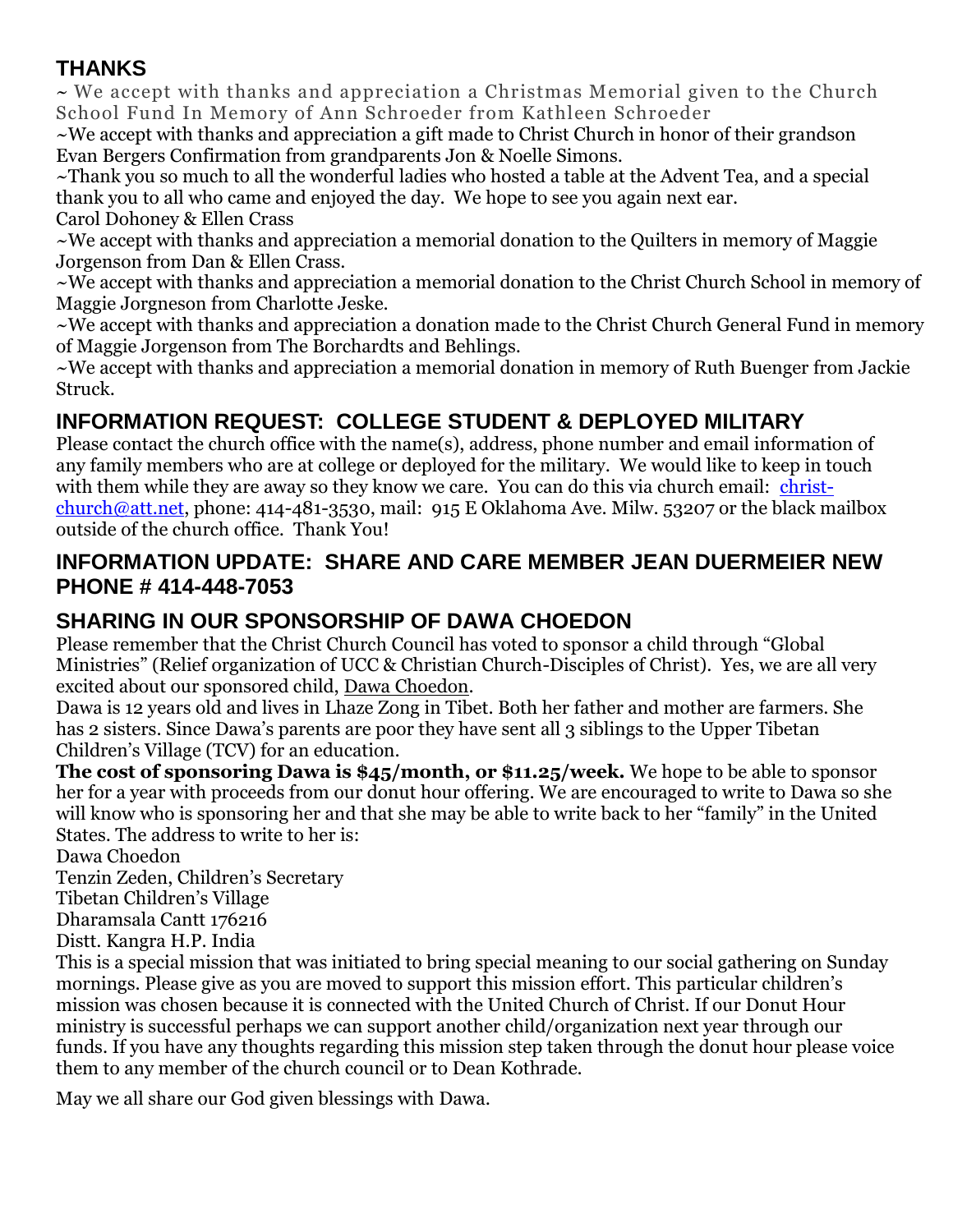## THANKS

~ We accept with thanks and appreciation a Christmas Memorial given to the Church School Fund In Memory of Ann Schroeder from Kathleen Schroeder

~We accept with thanks and appreciation a gift made to Christ Church in honor of their grandson Evan Bergers Confirmation from grandparents Jon & Noelle Simons.

~Thank you so much to all the wonderful ladies who hosted a table at the Advent Tea, and a special thank you to all who came and enjoyed the day. We hope to see you again next ear.
Carol Dohoney & Ellen Crass

~We accept with thanks and appreciation a memorial donation to the Quilters in memory of Maggie Jorgenson from Dan & Ellen Crass.

~We accept with thanks and appreciation a memorial donation to the Christ Church School in memory of Maggie Jorgneson from Charlotte Jeske.

~We accept with thanks and appreciation a donation made to the Christ Church General Fund in memory of Maggie Jorgenson from The Borchardts and Behlings.

~We accept with thanks and appreciation a memorial donation in memory of Ruth Buenger from Jackie Struck.

## INFORMATION REQUEST: COLLEGE STUDENT & DEPLOYED MILITARY

Please contact the church office with the name(s), address, phone number and email information of any family members who are at college or deployed for the military. We would like to keep in touch with them while they are away so they know we care. You can do this via church email: christ-church@att.net, phone: 414-481-3530, mail: 915 E Oklahoma Ave. Milw. 53207 or the black mailbox outside of the church office. Thank You!

## INFORMATION UPDATE: SHARE AND CARE MEMBER JEAN DUERMEIER NEW PHONE # 414-448-7053

## SHARING IN OUR SPONSORSHIP OF DAWA CHOEDON

Please remember that the Christ Church Council has voted to sponsor a child through "Global Ministries" (Relief organization of UCC & Christian Church-Disciples of Christ). Yes, we are all very excited about our sponsored child, Dawa Choedon.

Dawa is 12 years old and lives in Lhaze Zong in Tibet. Both her father and mother are farmers. She has 2 sisters. Since Dawa's parents are poor they have sent all 3 siblings to the Upper Tibetan Children's Village (TCV) for an education.

**The cost of sponsoring Dawa is $45/month, or $11.25/week.** We hope to be able to sponsor her for a year with proceeds from our donut hour offering. We are encouraged to write to Dawa so she will know who is sponsoring her and that she may be able to write back to her "family" in the United States. The address to write to her is:

Dawa Choedon
Tenzin Zeden, Children's Secretary
Tibetan Children's Village
Dharamsala Cantt 176216
Distt. Kangra H.P. India

This is a special mission that was initiated to bring special meaning to our social gathering on Sunday mornings. Please give as you are moved to support this mission effort. This particular children's mission was chosen because it is connected with the United Church of Christ. If our Donut Hour ministry is successful perhaps we can support another child/organization next year through our funds. If you have any thoughts regarding this mission step taken through the donut hour please voice them to any member of the church council or to Dean Kothrade.

May we all share our God given blessings with Dawa.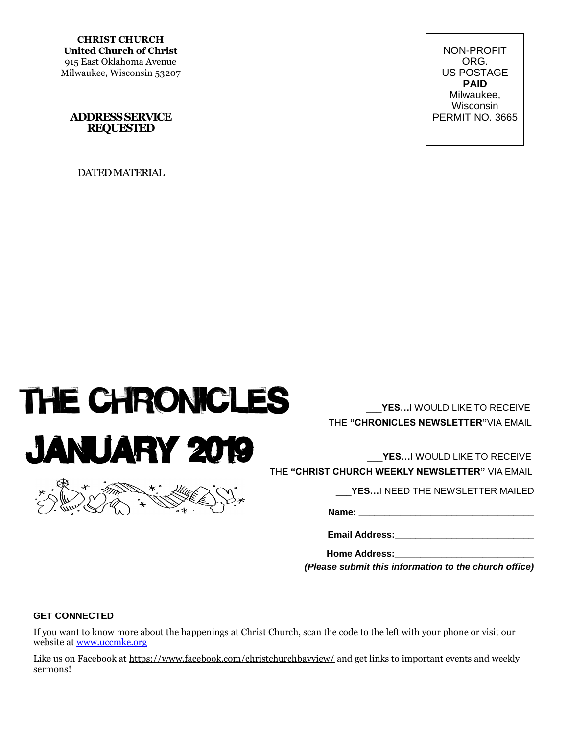**CHRIST CHURCH**
**United Church of Christ**
915 East Oklahoma Avenue
Milwaukee, Wisconsin 53207

**ADDRESS SERVICE REQUESTED**

DATED MATERIAL

NON-PROFIT ORG.
US POSTAGE
**PAID**
Milwaukee, Wisconsin
PERMIT NO. 3665

# THE CHRONICLES

# JANUARY 2019

___**YES…**I WOULD LIKE TO RECEIVE THE **"CHRONICLES NEWSLETTER"** VIA EMAIL

___**YES…**I WOULD LIKE TO RECEIVE THE **"CHRIST CHURCH WEEKLY NEWSLETTER"** VIA EMAIL

___**YES…**I NEED THE NEWSLETTER MAILED

**Name:** ________________________________

**Email Address:**__________________________

**Home Address:**__________________________

***(Please submit this information to the church office)***

**GET CONNECTED**

If you want to know more about the happenings at Christ Church, scan the code to the left with your phone or visit our website at www.uccmke.org

Like us on Facebook at https://www.facebook.com/christchurchbayview/ and get links to important events and weekly sermons!